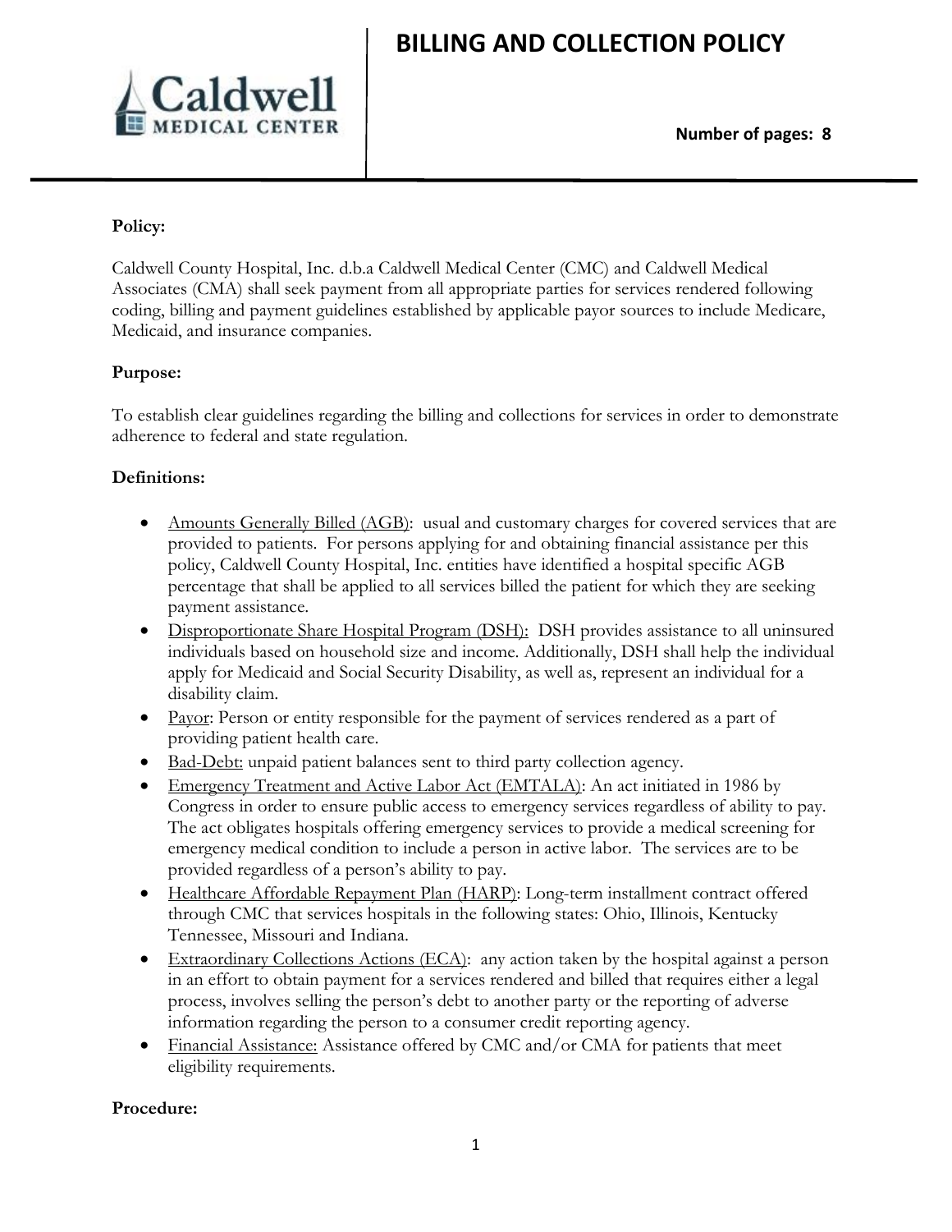# BILLING AND COLLECTION POLICY

Number of pages: 8

**Policy:**

Caldwell County Hospital, Inc. d.b.a Caldwell Medical Center (CMC) and Caldwell Medical Associates (CMA) shall seek payment from all appropriate parties for services rendered following coding, billing and payment guidelines established by applicable payor sources to include Medicare, Medicaid, and insurance companies.

**Purpose:**

To establish clear guidelines regarding the billing and collections for services in order to demonstrate adherence to federal and state regulation.

**Definitions:**

- Amounts Generally Billed (AGB): usual and customary charges for covered services that are provided to patients. For persons applying for and obtaining financial assistance per this policy, Caldwell County Hospital, Inc. entities have identified a hospital specific AGB percentage that shall be applied to all services billed the patient for which they are seeking payment assistance.
- Disproportionate Share Hospital Program (DSH): DSH provides assistance to all uninsured individuals based on household size and income. Additionally, DSH shall help the individual apply for Medicaid and Social Security Disability, as well as, represent an individual for a disability claim.
- Payor: Person or entity responsible for the payment of services rendered as a part of providing patient health care.
- Bad-Debt: unpaid patient balances sent to third party collection agency.
- Emergency Treatment and Active Labor Act (EMTALA): An act initiated in 1986 by Congress in order to ensure public access to emergency services regardless of ability to pay. The act obligates hospitals offering emergency services to provide a medical screening for emergency medical condition to include a person in active labor. The services are to be provided regardless of a person's ability to pay.
- Healthcare Affordable Repayment Plan (HARP): Long-term installment contract offered through CMC that services hospitals in the following states: Ohio, Illinois, Kentucky Tennessee, Missouri and Indiana.
- Extraordinary Collections Actions (ECA): any action taken by the hospital against a person in an effort to obtain payment for a services rendered and billed that requires either a legal process, involves selling the person's debt to another party or the reporting of adverse information regarding the person to a consumer credit reporting agency.
- Financial Assistance: Assistance offered by CMC and/or CMA for patients that meet eligibility requirements.

**Procedure:**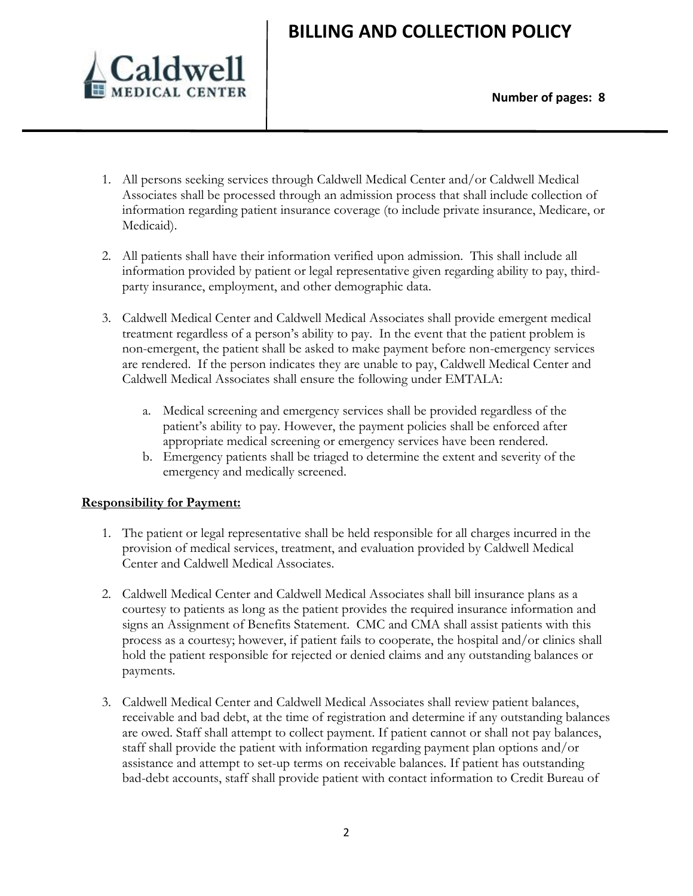1. All persons seeking services through Caldwell Medical Center and/or Caldwell Medical Associates shall be processed through an admission process that shall include collection of information regarding patient insurance coverage (to include private insurance, Medicare, or Medicaid).

2. All patients shall have their information verified upon admission. This shall include all information provided by patient or legal representative given regarding ability to pay, third-party insurance, employment, and other demographic data.

3. Caldwell Medical Center and Caldwell Medical Associates shall provide emergent medical treatment regardless of a person's ability to pay. In the event that the patient problem is non-emergent, the patient shall be asked to make payment before non-emergency services are rendered. If the person indicates they are unable to pay, Caldwell Medical Center and Caldwell Medical Associates shall ensure the following under EMTALA:

   a. Medical screening and emergency services shall be provided regardless of the patient's ability to pay. However, the payment policies shall be enforced after appropriate medical screening or emergency services have been rendered.
   b. Emergency patients shall be triaged to determine the extent and severity of the emergency and medically screened.

**Responsibility for Payment:**

1. The patient or legal representative shall be held responsible for all charges incurred in the provision of medical services, treatment, and evaluation provided by Caldwell Medical Center and Caldwell Medical Associates.

2. Caldwell Medical Center and Caldwell Medical Associates shall bill insurance plans as a courtesy to patients as long as the patient provides the required insurance information and signs an Assignment of Benefits Statement. CMC and CMA shall assist patients with this process as a courtesy; however, if patient fails to cooperate, the hospital and/or clinics shall hold the patient responsible for rejected or denied claims and any outstanding balances or payments.

3. Caldwell Medical Center and Caldwell Medical Associates shall review patient balances, receivable and bad debt, at the time of registration and determine if any outstanding balances are owed. Staff shall attempt to collect payment. If patient cannot or shall not pay balances, staff shall provide the patient with information regarding payment plan options and/or assistance and attempt to set-up terms on receivable balances. If patient has outstanding bad-debt accounts, staff shall provide patient with contact information to Credit Bureau of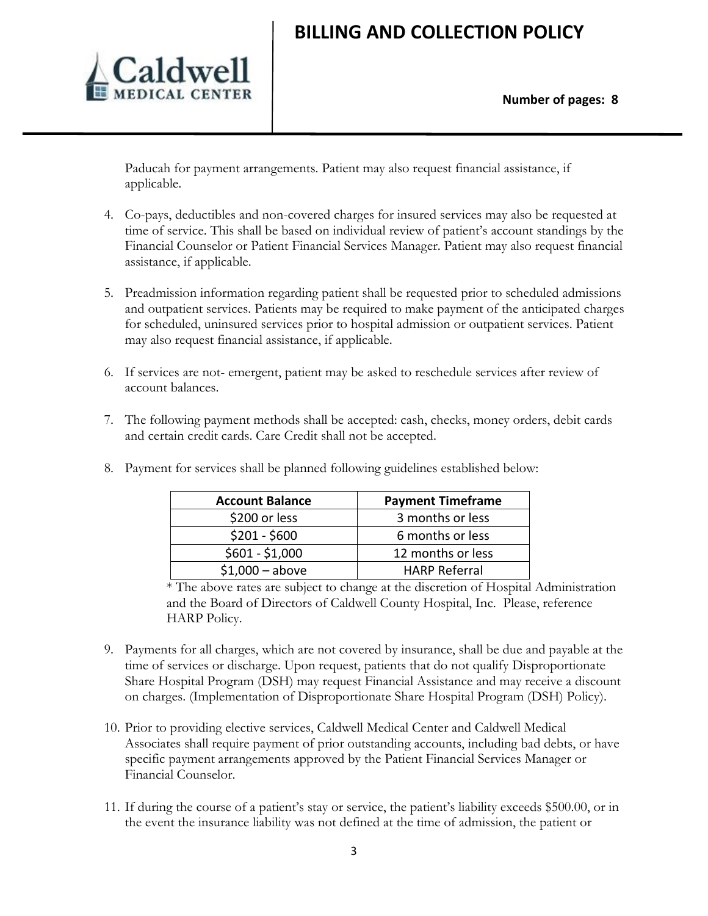Paducah for payment arrangements. Patient may also request financial assistance, if applicable.

4. Co-pays, deductibles and non-covered charges for insured services may also be requested at time of service. This shall be based on individual review of patient's account standings by the Financial Counselor or Patient Financial Services Manager. Patient may also request financial assistance, if applicable.

5. Preadmission information regarding patient shall be requested prior to scheduled admissions and outpatient services. Patients may be required to make payment of the anticipated charges for scheduled, uninsured services prior to hospital admission or outpatient services. Patient may also request financial assistance, if applicable.

6. If services are not- emergent, patient may be asked to reschedule services after review of account balances.

7. The following payment methods shall be accepted: cash, checks, money orders, debit cards and certain credit cards. Care Credit shall not be accepted.

8. Payment for services shall be planned following guidelines established below:

| Account Balance | Payment Timeframe |
|---|---|
| $200 or less | 3 months or less |
| $201 - $600 | 6 months or less |
| $601 - $1,000 | 12 months or less |
| $1,000 – above | HARP Referral |

   * The above rates are subject to change at the discretion of Hospital Administration and the Board of Directors of Caldwell County Hospital, Inc. Please, reference HARP Policy.

9. Payments for all charges, which are not covered by insurance, shall be due and payable at the time of services or discharge. Upon request, patients that do not qualify Disproportionate Share Hospital Program (DSH) may request Financial Assistance and may receive a discount on charges. (Implementation of Disproportionate Share Hospital Program (DSH) Policy).

10. Prior to providing elective services, Caldwell Medical Center and Caldwell Medical Associates shall require payment of prior outstanding accounts, including bad debts, or have specific payment arrangements approved by the Patient Financial Services Manager or Financial Counselor.

11. If during the course of a patient's stay or service, the patient's liability exceeds $500.00, or in the event the insurance liability was not defined at the time of admission, the patient or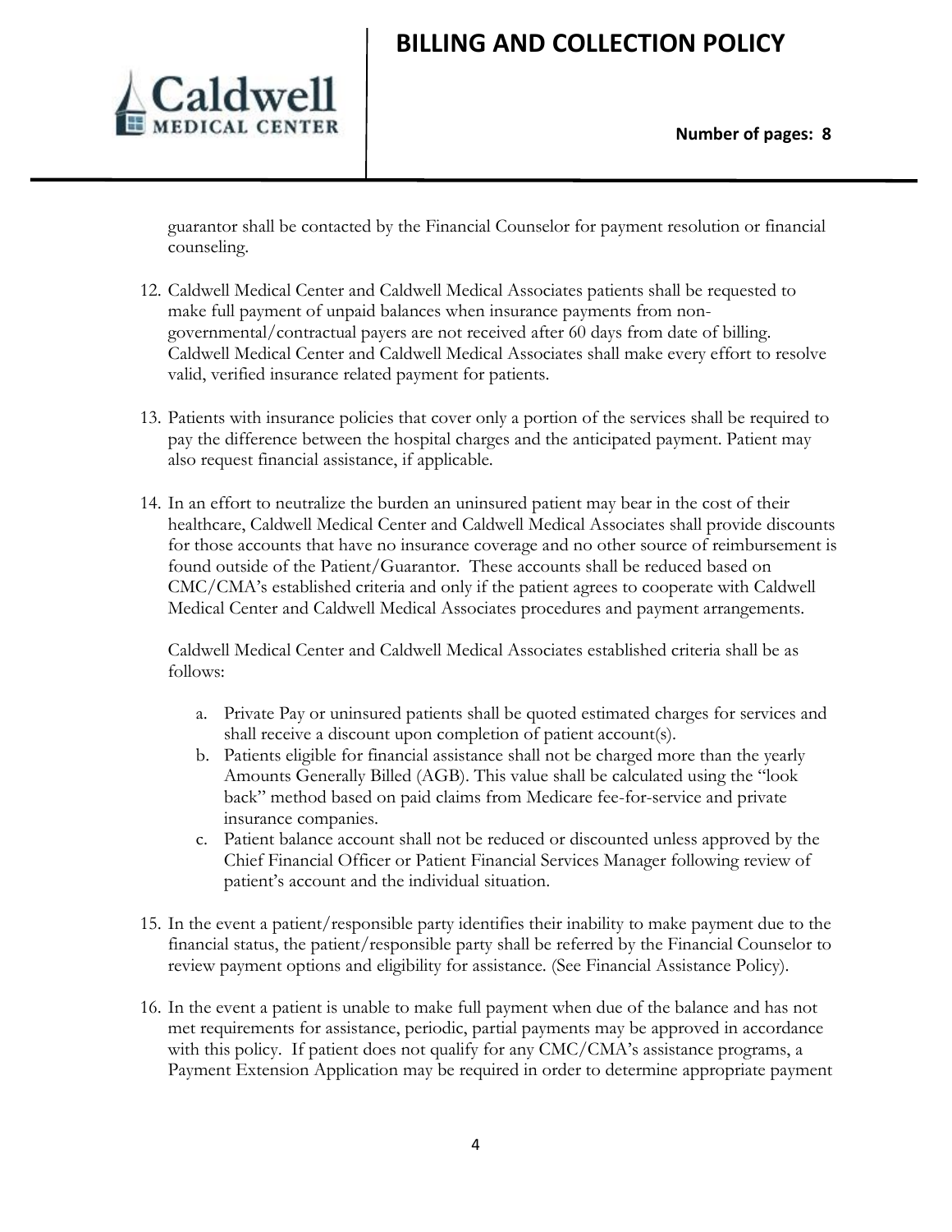guarantor shall be contacted by the Financial Counselor for payment resolution or financial counseling.

12. Caldwell Medical Center and Caldwell Medical Associates patients shall be requested to make full payment of unpaid balances when insurance payments from non-governmental/contractual payers are not received after 60 days from date of billing. Caldwell Medical Center and Caldwell Medical Associates shall make every effort to resolve valid, verified insurance related payment for patients.

13. Patients with insurance policies that cover only a portion of the services shall be required to pay the difference between the hospital charges and the anticipated payment. Patient may also request financial assistance, if applicable.

14. In an effort to neutralize the burden an uninsured patient may bear in the cost of their healthcare, Caldwell Medical Center and Caldwell Medical Associates shall provide discounts for those accounts that have no insurance coverage and no other source of reimbursement is found outside of the Patient/Guarantor. These accounts shall be reduced based on CMC/CMA's established criteria and only if the patient agrees to cooperate with Caldwell Medical Center and Caldwell Medical Associates procedures and payment arrangements.

    Caldwell Medical Center and Caldwell Medical Associates established criteria shall be as follows:

    a. Private Pay or uninsured patients shall be quoted estimated charges for services and shall receive a discount upon completion of patient account(s).
    b. Patients eligible for financial assistance shall not be charged more than the yearly Amounts Generally Billed (AGB). This value shall be calculated using the "look back" method based on paid claims from Medicare fee-for-service and private insurance companies.
    c. Patient balance account shall not be reduced or discounted unless approved by the Chief Financial Officer or Patient Financial Services Manager following review of patient's account and the individual situation.

15. In the event a patient/responsible party identifies their inability to make payment due to the financial status, the patient/responsible party shall be referred by the Financial Counselor to review payment options and eligibility for assistance. (See Financial Assistance Policy).

16. In the event a patient is unable to make full payment when due of the balance and has not met requirements for assistance, periodic, partial payments may be approved in accordance with this policy. If patient does not qualify for any CMC/CMA's assistance programs, a Payment Extension Application may be required in order to determine appropriate payment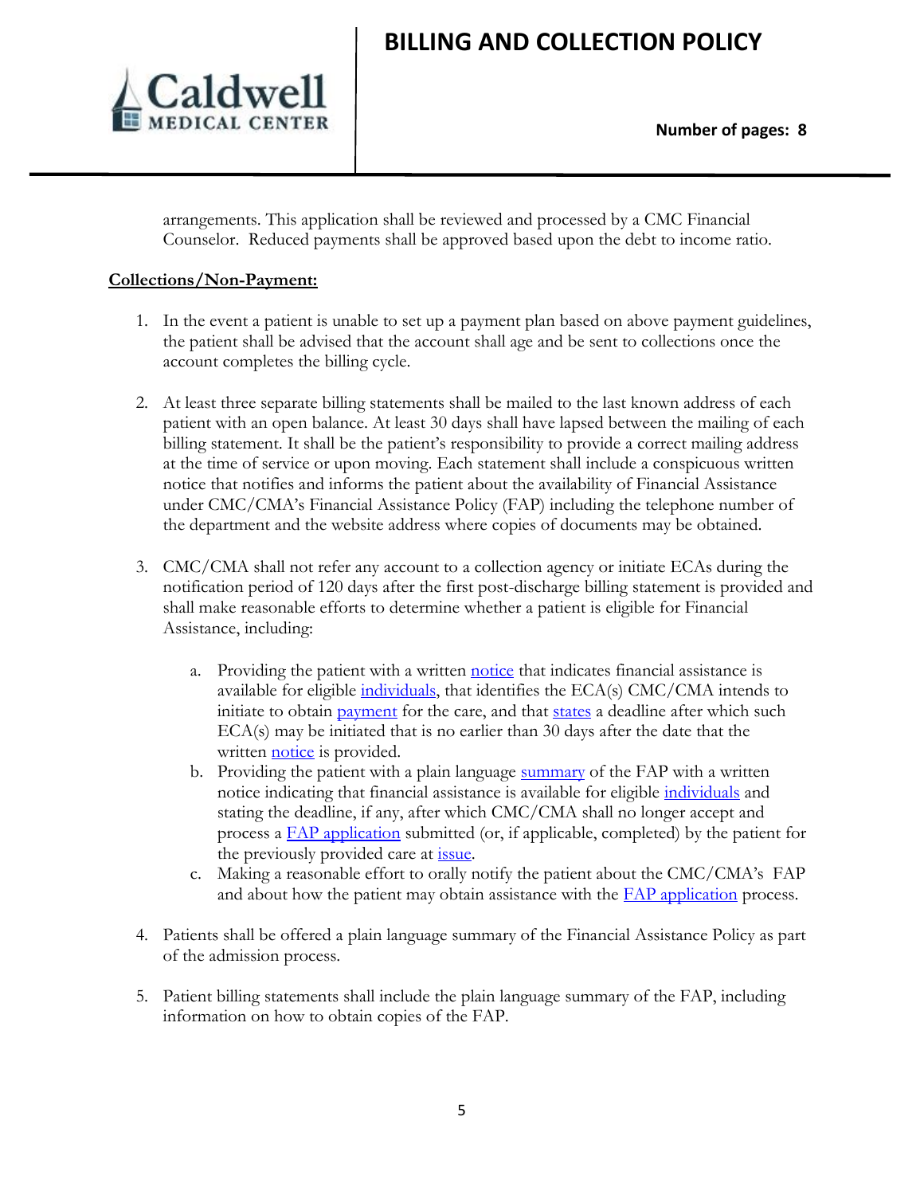arrangements. This application shall be reviewed and processed by a CMC Financial Counselor. Reduced payments shall be approved based upon the debt to income ratio.

**Collections/Non-Payment:**

1. In the event a patient is unable to set up a payment plan based on above payment guidelines, the patient shall be advised that the account shall age and be sent to collections once the account completes the billing cycle.

2. At least three separate billing statements shall be mailed to the last known address of each patient with an open balance. At least 30 days shall have lapsed between the mailing of each billing statement. It shall be the patient's responsibility to provide a correct mailing address at the time of service or upon moving. Each statement shall include a conspicuous written notice that notifies and informs the patient about the availability of Financial Assistance under CMC/CMA's Financial Assistance Policy (FAP) including the telephone number of the department and the website address where copies of documents may be obtained.

3. CMC/CMA shall not refer any account to a collection agency or initiate ECAs during the notification period of 120 days after the first post-discharge billing statement is provided and shall make reasonable efforts to determine whether a patient is eligible for Financial Assistance, including:

   a. Providing the patient with a written notice that indicates financial assistance is available for eligible individuals, that identifies the ECA(s) CMC/CMA intends to initiate to obtain payment for the care, and that states a deadline after which such ECA(s) may be initiated that is no earlier than 30 days after the date that the written notice is provided.
   b. Providing the patient with a plain language summary of the FAP with a written notice indicating that financial assistance is available for eligible individuals and stating the deadline, if any, after which CMC/CMA shall no longer accept and process a FAP application submitted (or, if applicable, completed) by the patient for the previously provided care at issue.
   c. Making a reasonable effort to orally notify the patient about the CMC/CMA's FAP and about how the patient may obtain assistance with the FAP application process.

4. Patients shall be offered a plain language summary of the Financial Assistance Policy as part of the admission process.

5. Patient billing statements shall include the plain language summary of the FAP, including information on how to obtain copies of the FAP.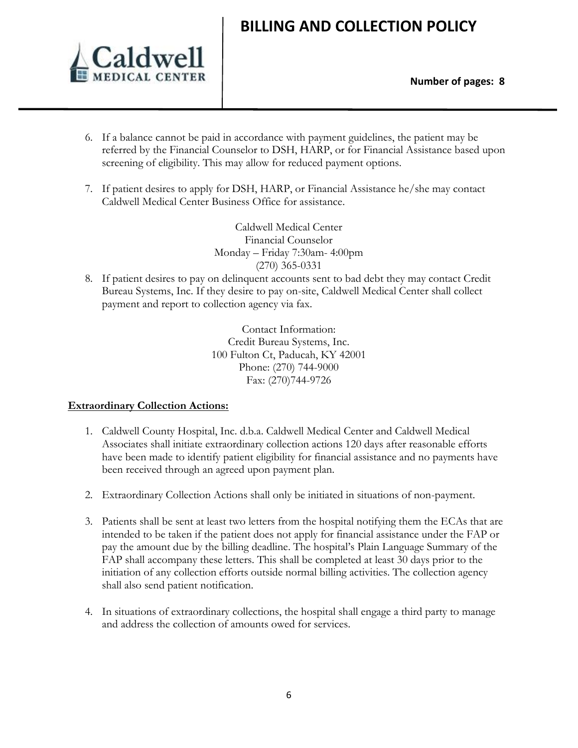6. If a balance cannot be paid in accordance with payment guidelines, the patient may be referred by the Financial Counselor to DSH, HARP, or for Financial Assistance based upon screening of eligibility. This may allow for reduced payment options.

7. If patient desires to apply for DSH, HARP, or Financial Assistance he/she may contact Caldwell Medical Center Business Office for assistance.

   Caldwell Medical Center
   Financial Counselor
   Monday – Friday 7:30am- 4:00pm
   (270) 365-0331

8. If patient desires to pay on delinquent accounts sent to bad debt they may contact Credit Bureau Systems, Inc. If they desire to pay on-site, Caldwell Medical Center shall collect payment and report to collection agency via fax.

   Contact Information:
   Credit Bureau Systems, Inc.
   100 Fulton Ct, Paducah, KY 42001
   Phone: (270) 744-9000
   Fax: (270)744-9726

**Extraordinary Collection Actions:**

1. Caldwell County Hospital, Inc. d.b.a. Caldwell Medical Center and Caldwell Medical Associates shall initiate extraordinary collection actions 120 days after reasonable efforts have been made to identify patient eligibility for financial assistance and no payments have been received through an agreed upon payment plan.

2. Extraordinary Collection Actions shall only be initiated in situations of non-payment.

3. Patients shall be sent at least two letters from the hospital notifying them the ECAs that are intended to be taken if the patient does not apply for financial assistance under the FAP or pay the amount due by the billing deadline. The hospital's Plain Language Summary of the FAP shall accompany these letters. This shall be completed at least 30 days prior to the initiation of any collection efforts outside normal billing activities. The collection agency shall also send patient notification.

4. In situations of extraordinary collections, the hospital shall engage a third party to manage and address the collection of amounts owed for services.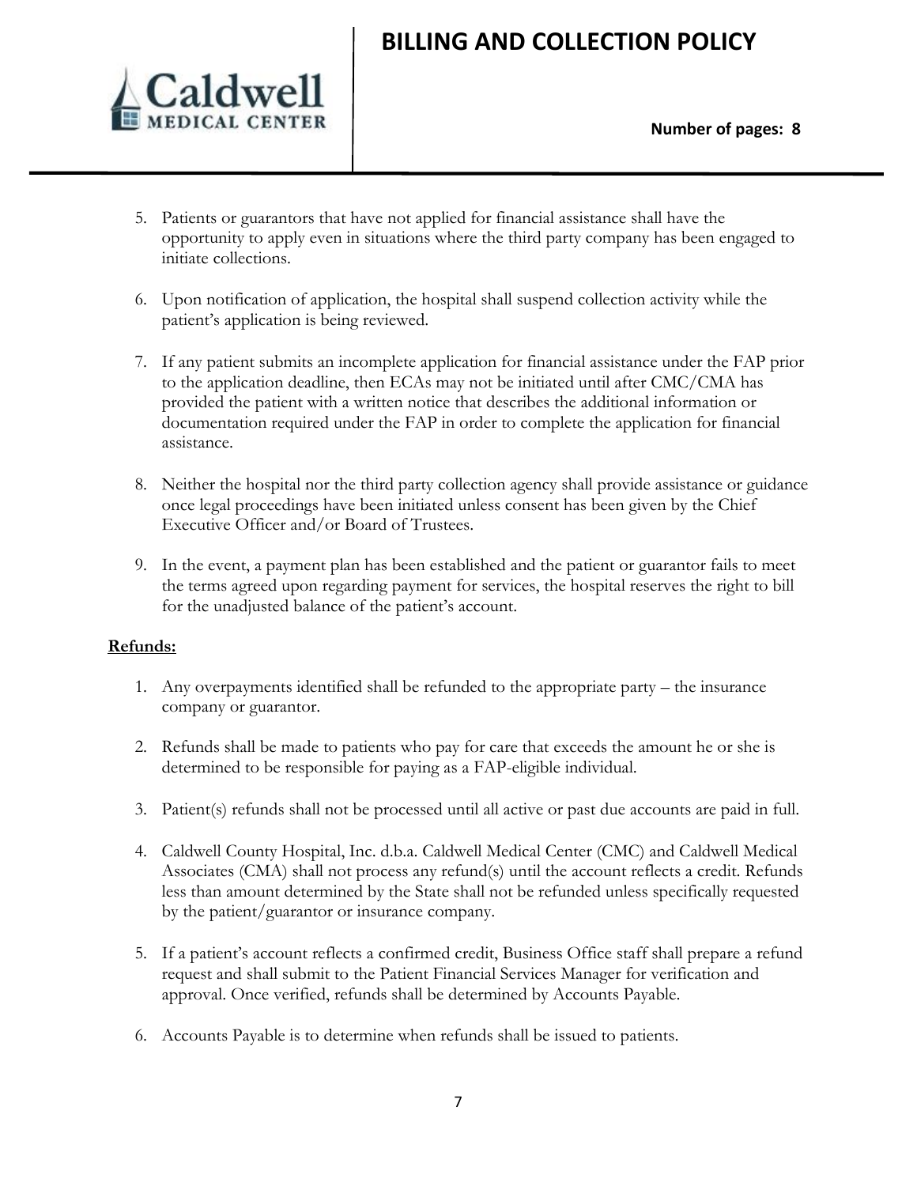5. Patients or guarantors that have not applied for financial assistance shall have the opportunity to apply even in situations where the third party company has been engaged to initiate collections.

6. Upon notification of application, the hospital shall suspend collection activity while the patient's application is being reviewed.

7. If any patient submits an incomplete application for financial assistance under the FAP prior to the application deadline, then ECAs may not be initiated until after CMC/CMA has provided the patient with a written notice that describes the additional information or documentation required under the FAP in order to complete the application for financial assistance.

8. Neither the hospital nor the third party collection agency shall provide assistance or guidance once legal proceedings have been initiated unless consent has been given by the Chief Executive Officer and/or Board of Trustees.

9. In the event, a payment plan has been established and the patient or guarantor fails to meet the terms agreed upon regarding payment for services, the hospital reserves the right to bill for the unadjusted balance of the patient's account.

**Refunds:**

1. Any overpayments identified shall be refunded to the appropriate party – the insurance company or guarantor.

2. Refunds shall be made to patients who pay for care that exceeds the amount he or she is determined to be responsible for paying as a FAP-eligible individual.

3. Patient(s) refunds shall not be processed until all active or past due accounts are paid in full.

4. Caldwell County Hospital, Inc. d.b.a. Caldwell Medical Center (CMC) and Caldwell Medical Associates (CMA) shall not process any refund(s) until the account reflects a credit. Refunds less than amount determined by the State shall not be refunded unless specifically requested by the patient/guarantor or insurance company.

5. If a patient's account reflects a confirmed credit, Business Office staff shall prepare a refund request and shall submit to the Patient Financial Services Manager for verification and approval. Once verified, refunds shall be determined by Accounts Payable.

6. Accounts Payable is to determine when refunds shall be issued to patients.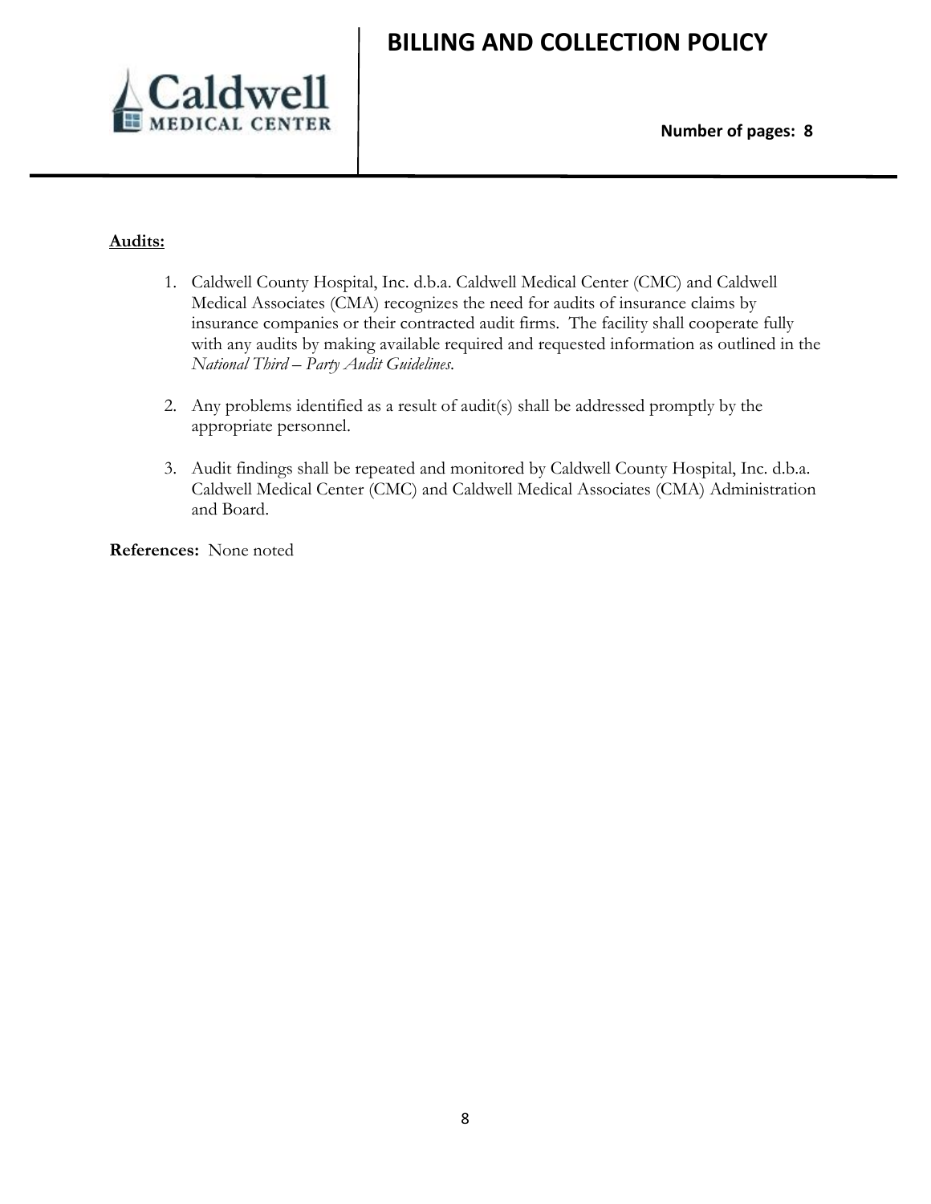**Audits:**

1. Caldwell County Hospital, Inc. d.b.a. Caldwell Medical Center (CMC) and Caldwell Medical Associates (CMA) recognizes the need for audits of insurance claims by insurance companies or their contracted audit firms. The facility shall cooperate fully with any audits by making available required and requested information as outlined in the *National Third – Party Audit Guidelines*.

2. Any problems identified as a result of audit(s) shall be addressed promptly by the appropriate personnel.

3. Audit findings shall be repeated and monitored by Caldwell County Hospital, Inc. d.b.a. Caldwell Medical Center (CMC) and Caldwell Medical Associates (CMA) Administration and Board.

**References:** None noted